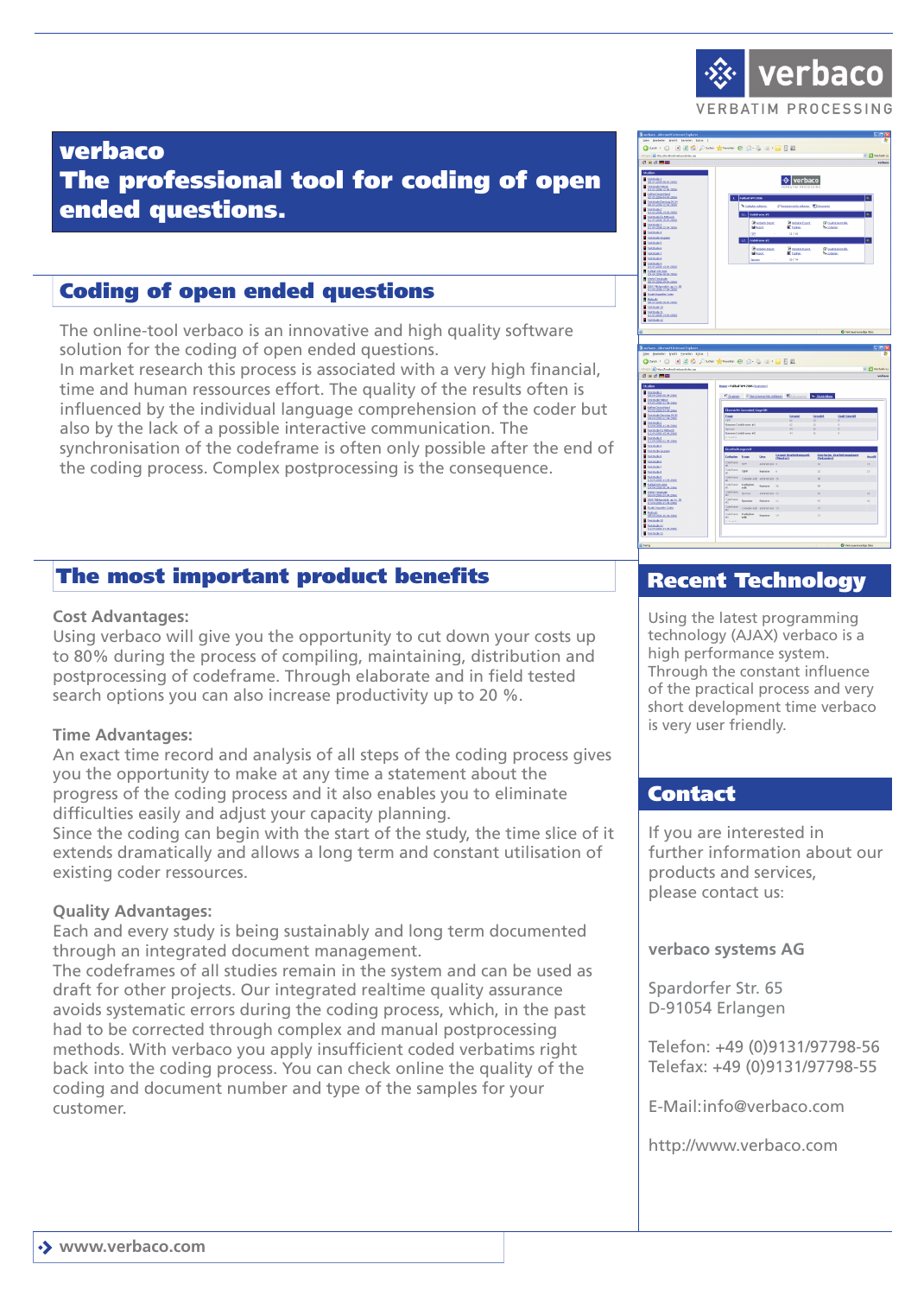verbaco

VERBATIM PROCESSING

# verbaco
# The professional tool for coding of open ended questions.

## Coding of open ended questions

The online-tool verbaco is an innovative and high quality software solution for the coding of open ended questions.
In market research this process is associated with a very high financial, time and human ressources effort. The quality of the results often is influenced by the individual language comprehension of the coder but also by the lack of a possible interactive communication. The synchronisation of the codeframe is often only possible after the end of the coding process. Complex postprocessing is the consequence.

## The most important product benefits

**Cost Advantages:**
Using verbaco will give you the opportunity to cut down your costs up to 80% during the process of compiling, maintaining, distribution and postprocessing of codeframe. Through elaborate and in field tested search options you can also increase productivity up to 20 %.

**Time Advantages:**
An exact time record and analysis of all steps of the coding process gives you the opportunity to make at any time a statement about the progress of the coding process and it also enables you to eliminate difficulties easily and adjust your capacity planning.
Since the coding can begin with the start of the study, the time slice of it extends dramatically and allows a long term and constant utilisation of existing coder ressources.

**Quality Advantages:**
Each and every study is being sustainably and long term documented through an integrated document management.
The codeframes of all studies remain in the system and can be used as draft for other projects. Our integrated realtime quality assurance avoids systematic errors during the coding process, which, in the past had to be corrected through complex and manual postprocessing methods. With verbaco you apply insufficient coded verbatims right back into the coding process. You can check online the quality of the coding and document number and type of the samples for your customer.

## Recent Technology

Using the latest programming technology (AJAX) verbaco is a high performance system. Through the constant influence of the practical process and very short development time verbaco is very user friendly.

## Contact

If you are interested in further information about our products and services, please contact us:

**verbaco systems AG**

Spardorfer Str. 65
D-91054 Erlangen

Telefon: +49 (0)9131/97798-56
Telefax: +49 (0)9131/97798-55

E-Mail:info@verbaco.com

http://www.verbaco.com

www.verbaco.com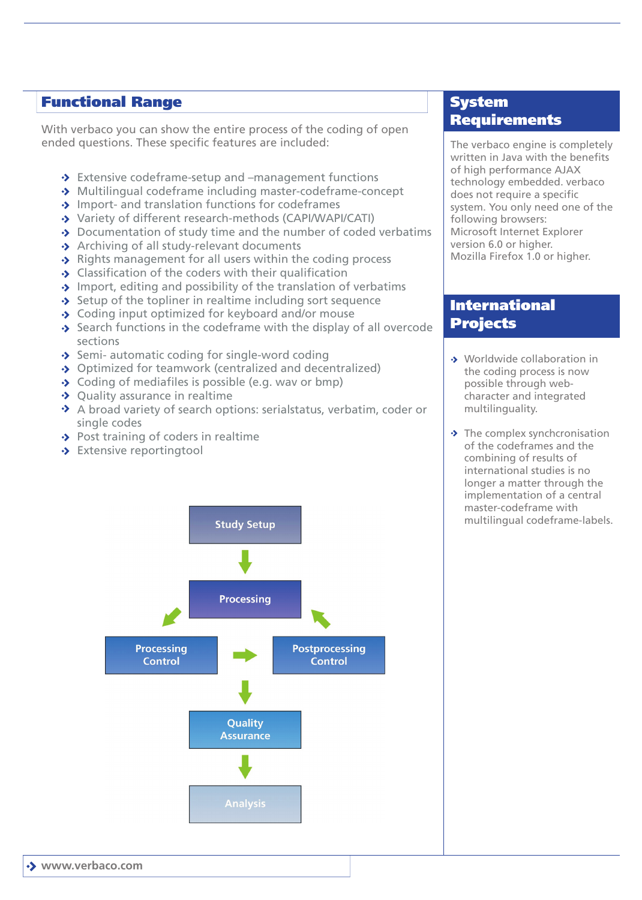## Functional Range

With verbaco you can show the entire process of the coding of open ended questions. These specific features are included:

- Extensive codeframe-setup and –management functions
- Multilingual codeframe including master-codeframe-concept
- Import- and translation functions for codeframes
- Variety of different research-methods (CAPI/WAPI/CATI)
- Documentation of study time and the number of coded verbatims
- Archiving of all study-relevant documents
- Rights management for all users within the coding process
- Classification of the coders with their qualification
- Import, editing and possibility of the translation of verbatims
- Setup of the topliner in realtime including sort sequence
- Coding input optimized for keyboard and/or mouse
- Search functions in the codeframe with the display of all overcode sections
- Semi- automatic coding for single-word coding
- Optimized for teamwork (centralized and decentralized)
- Coding of mediafiles is possible (e.g. wav or bmp)
- Quality assurance in realtime
- A broad variety of search options: serialstatus, verbatim, coder or single codes
- Post training of coders in realtime
- Extensive reportingtool

Study Setup → Processing → Processing Control → Postprocessing Control → Processing

Postprocessing Control → Quality Assurance → Analysis

## System Requirements

The verbaco engine is completely written in Java with the benefits of high performance AJAX technology embedded. verbaco does not require a specific system. You only need one of the following browsers:
Microsoft Internet Explorer version 6.0 or higher.
Mozilla Firefox 1.0 or higher.

## International Projects

- Worldwide collaboration in the coding process is now possible through web-character and integrated multilinguality.
- The complex synchcronisation of the codeframes and the combining of results of international studies is no longer a matter through the implementation of a central master-codeframe with multilingual codeframe-labels.

www.verbaco.com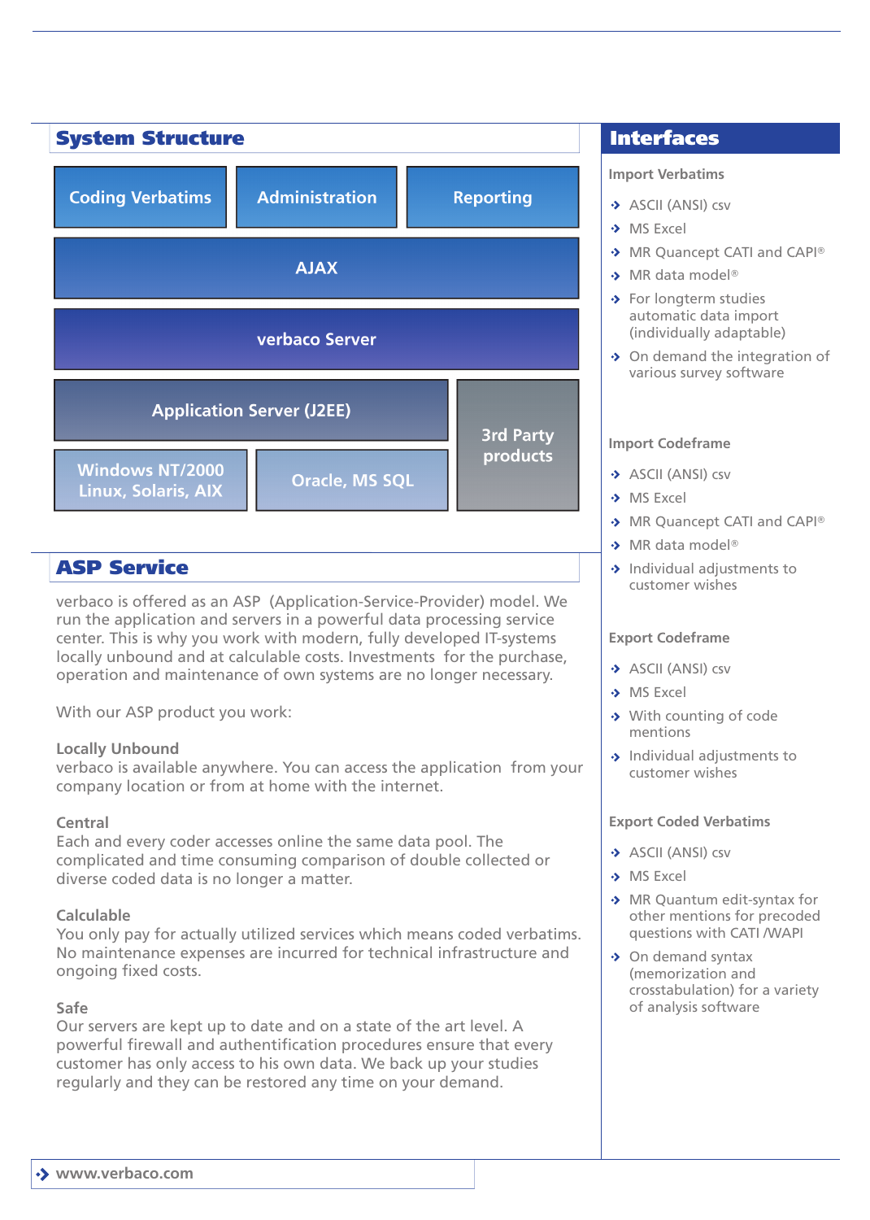## System Structure

Coding Verbatims | Administration | Reporting

AJAX

verbaco Server

Application Server (J2EE)

Windows NT/2000
Linux, Solaris, AIX

Oracle, MS SQL

3rd Party products

## ASP Service

verbaco is offered as an ASP (Application-Service-Provider) model. We run the application and servers in a powerful data processing service center. This is why you work with modern, fully developed IT-systems locally unbound and at calculable costs. Investments for the purchase, operation and maintenance of own systems are no longer necessary.

With our ASP product you work:

**Locally Unbound**
verbaco is available anywhere. You can access the application from your company location or from at home with the internet.

**Central**
Each and every coder accesses online the same data pool. The complicated and time consuming comparison of double collected or diverse coded data is no longer a matter.

**Calculable**
You only pay for actually utilized services which means coded verbatims. No maintenance expenses are incurred for technical infrastructure and ongoing fixed costs.

**Safe**
Our servers are kept up to date and on a state of the art level. A powerful firewall and authentification procedures ensure that every customer has only access to his own data. We back up your studies regularly and they can be restored any time on your demand.

## Interfaces

### Import Verbatims

- ASCII (ANSI) csv
- MS Excel
- MR Quancept CATI and CAPI®
- MR data model®
- For longterm studies automatic data import (individually adaptable)
- On demand the integration of various survey software

### Import Codeframe

- ASCII (ANSI) csv
- MS Excel
- MR Quancept CATI and CAPI®
- MR data model®
- Individual adjustments to customer wishes

### Export Codeframe

- ASCII (ANSI) csv
- MS Excel
- With counting of code mentions
- Individual adjustments to customer wishes

### Export Coded Verbatims

- ASCII (ANSI) csv
- MS Excel
- MR Quantum edit-syntax for other mentions for precoded questions with CATI /WAPI
- On demand syntax (memorization and crosstabulation) for a variety of analysis software

www.verbaco.com